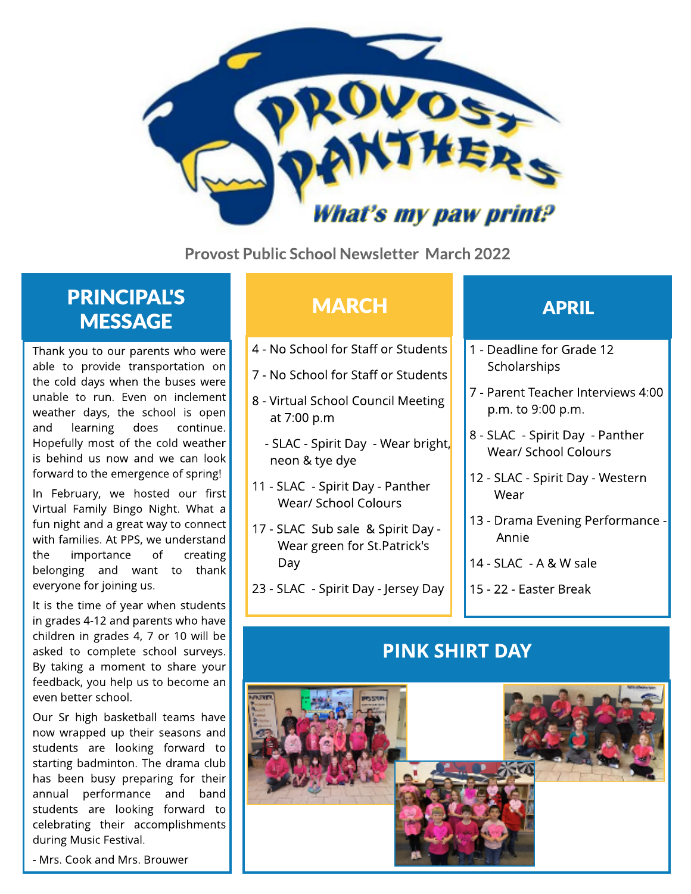Provost Panthers

*What's my paw print?*

**Provost Public School Newsletter March 2022**

## PRINCIPAL'S MESSAGE

Thank you to our parents who were able to provide transportation on the cold days when the buses were unable to run. Even on inclement weather days, the school is open and learning does continue. Hopefully most of the cold weather is behind us now and we can look forward to the emergence of spring!

In February, we hosted our first Virtual Family Bingo Night. What a fun night and a great way to connect with families. At PPS, we understand the importance of creating belonging and want to thank everyone for joining us.

It is the time of year when students in grades 4-12 and parents who have children in grades 4, 7 or 10 will be asked to complete school surveys. By taking a moment to share your feedback, you help us to become an even better school.

Our Sr high basketball teams have now wrapped up their seasons and students are looking forward to starting badminton. The drama club has been busy preparing for their annual performance and band students are looking forward to celebrating their accomplishments during Music Festival.

- Mrs. Cook and Mrs. Brouwer

## MARCH

4 - No School for Staff or Students

7 - No School for Staff or Students

8 - Virtual School Council Meeting at 7:00 p.m

- SLAC - Spirit Day - Wear bright, neon & tye dye

11 - SLAC - Spirit Day - Panther Wear/ School Colours

17 - SLAC Sub sale & Spirit Day - Wear green for St.Patrick's Day

23 - SLAC - Spirit Day - Jersey Day

## APRIL

1 - Deadline for Grade 12 Scholarships

7 - Parent Teacher Interviews 4:00 p.m. to 9:00 p.m.

8 - SLAC - Spirit Day - Panther Wear/ School Colours

12 - SLAC - Spirit Day - Western Wear

13 - Drama Evening Performance - Annie

14 - SLAC - A & W sale

15 - 22 - Easter Break

## PINK SHIRT DAY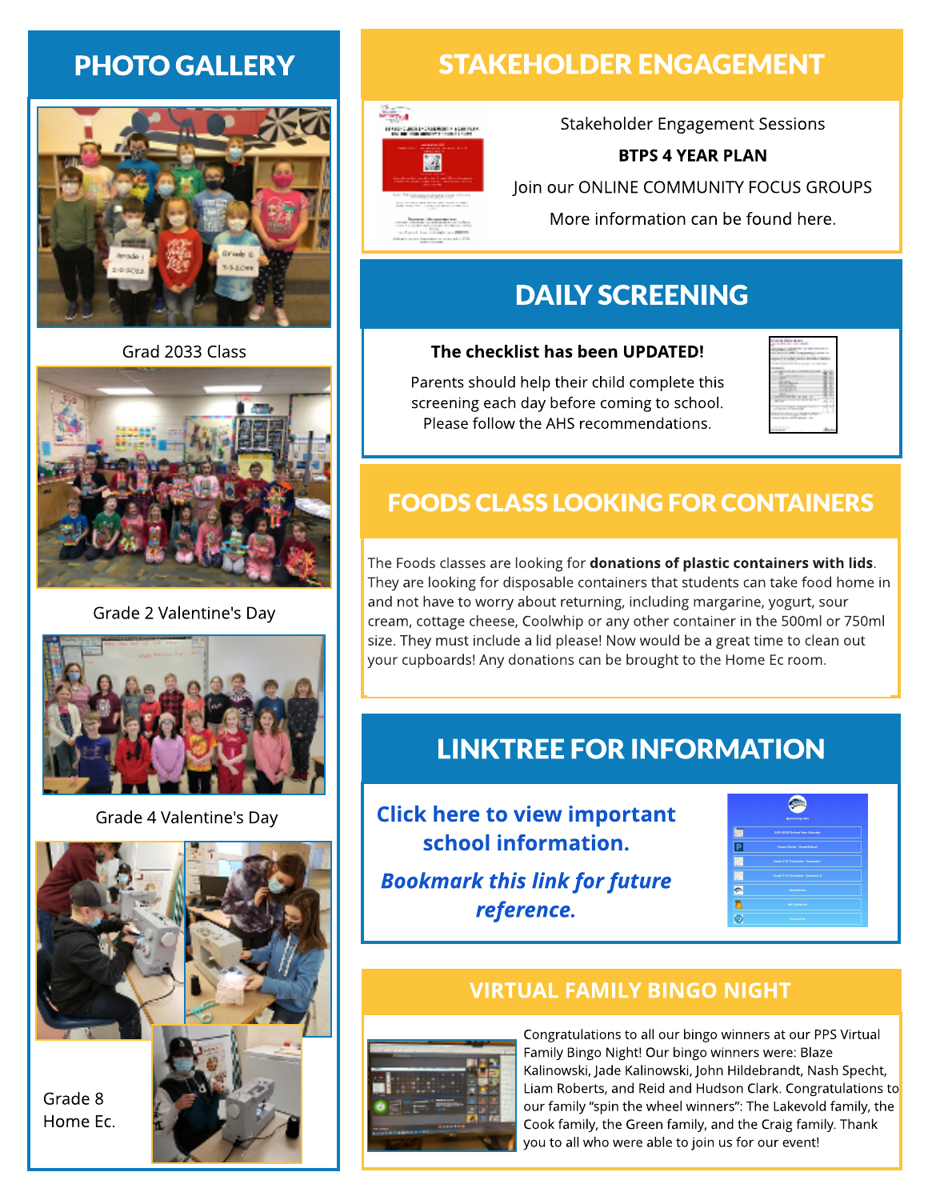## PHOTO GALLERY

Grad 2033 Class

Grade 2 Valentine's Day

Grade 4 Valentine's Day

Grade 8 Home Ec.

## STAKEHOLDER ENGAGEMENT

Stakeholder Engagement Sessions

**BTPS 4 YEAR PLAN**

Join our ONLINE COMMUNITY FOCUS GROUPS

More information can be found here.

## DAILY SCREENING

**The checklist has been UPDATED!**

Parents should help their child complete this screening each day before coming to school. Please follow the AHS recommendations.

## FOODS CLASS LOOKING FOR CONTAINERS

The Foods classes are looking for **donations of plastic containers with lids**. They are looking for disposable containers that students can take food home in and not have to worry about returning, including margarine, yogurt, sour cream, cottage cheese, Coolwhip or any other container in the 500ml or 750ml size. They must include a lid please! Now would be a great time to clean out your cupboards! Any donations can be brought to the Home Ec room.

## LINKTREE FOR INFORMATION

**Click here to view important school information.**

***Bookmark this link for future reference.***

## VIRTUAL FAMILY BINGO NIGHT

Congratulations to all our bingo winners at our PPS Virtual Family Bingo Night! Our bingo winners were: Blaze Kalinowski, Jade Kalinowski, John Hildebrandt, Nash Specht, Liam Roberts, and Reid and Hudson Clark. Congratulations to our family "spin the wheel winners": The Lakevold family, the Cook family, the Green family, and the Craig family. Thank you to all who were able to join us for our event!